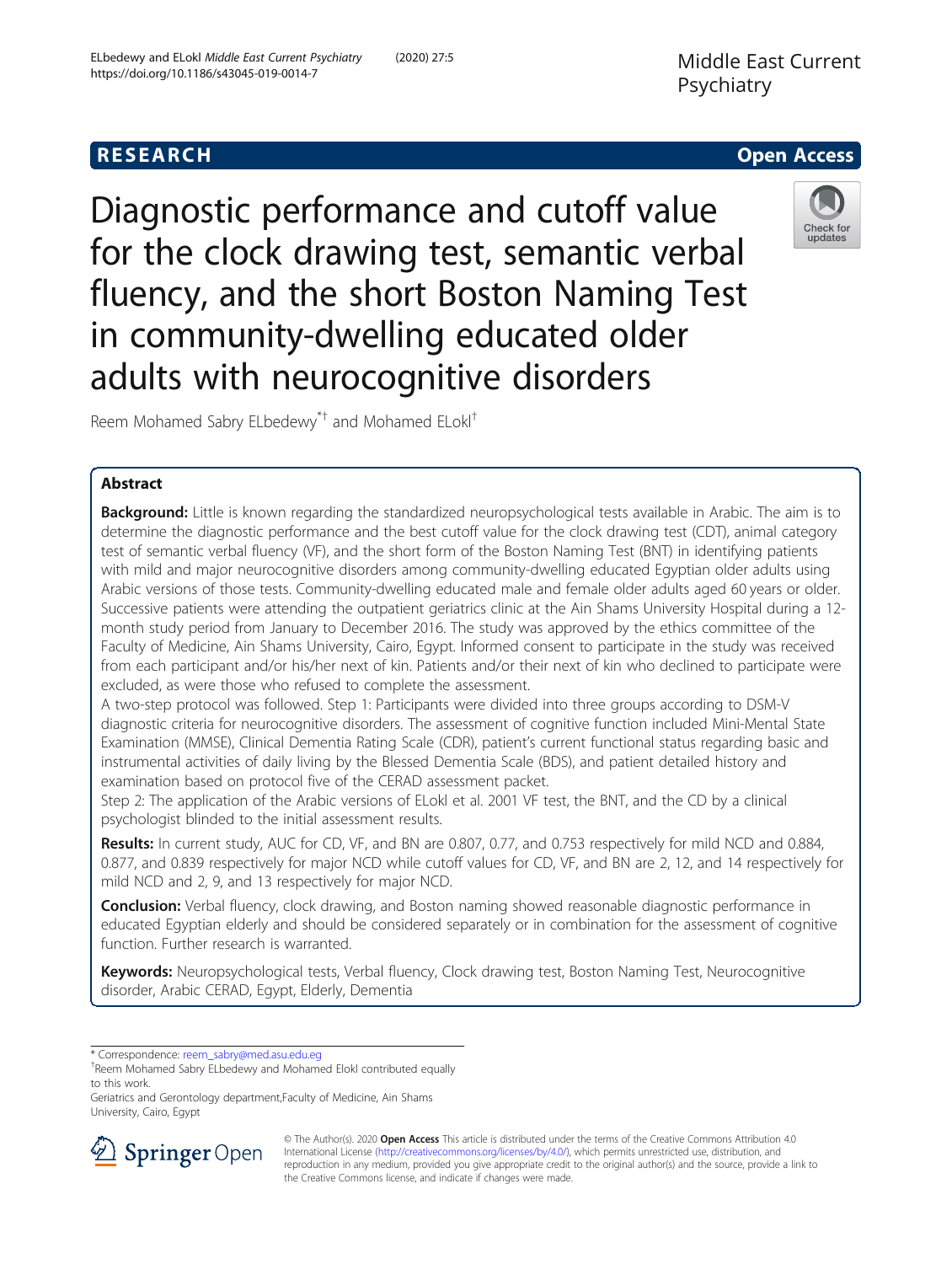RESEARCH Open Access

# Diagnostic performance and cutoff value for the clock drawing test, semantic verbal fluency, and the short Boston Naming Test in community-dwelling educated older adults with neurocognitive disorders

Reem Mohamed Sabry ELbedewy[*†] and Mohamed ELokl[†]

## Abstract

**Background:** Little is known regarding the standardized neuropsychological tests available in Arabic. The aim is to determine the diagnostic performance and the best cutoff value for the clock drawing test (CDT), animal category test of semantic verbal fluency (VF), and the short form of the Boston Naming Test (BNT) in identifying patients with mild and major neurocognitive disorders among community-dwelling educated Egyptian older adults using Arabic versions of those tests. Community-dwelling educated male and female older adults aged 60 years or older. Successive patients were attending the outpatient geriatrics clinic at the Ain Shams University Hospital during a 12-month study period from January to December 2016. The study was approved by the ethics committee of the Faculty of Medicine, Ain Shams University, Cairo, Egypt. Informed consent to participate in the study was received from each participant and/or his/her next of kin. Patients and/or their next of kin who declined to participate were excluded, as were those who refused to complete the assessment.

A two-step protocol was followed. Step 1: Participants were divided into three groups according to DSM-V diagnostic criteria for neurocognitive disorders. The assessment of cognitive function included Mini-Mental State Examination (MMSE), Clinical Dementia Rating Scale (CDR), patient's current functional status regarding basic and instrumental activities of daily living by the Blessed Dementia Scale (BDS), and patient detailed history and examination based on protocol five of the CERAD assessment packet.

Step 2: The application of the Arabic versions of ELokl et al. 2001 VF test, the BNT, and the CD by a clinical psychologist blinded to the initial assessment results.

**Results:** In current study, AUC for CD, VF, and BN are 0.807, 0.77, and 0.753 respectively for mild NCD and 0.884, 0.877, and 0.839 respectively for major NCD while cutoff values for CD, VF, and BN are 2, 12, and 14 respectively for mild NCD and 2, 9, and 13 respectively for major NCD.

**Conclusion:** Verbal fluency, clock drawing, and Boston naming showed reasonable diagnostic performance in educated Egyptian elderly and should be considered separately or in combination for the assessment of cognitive function. Further research is warranted.

**Keywords:** Neuropsychological tests, Verbal fluency, Clock drawing test, Boston Naming Test, Neurocognitive disorder, Arabic CERAD, Egypt, Elderly, Dementia

---

* Correspondence: reem_sabry@med.asu.edu.eg

[†]Reem Mohamed Sabry ELbedewy and Mohamed Elokl contributed equally to this work.

Geriatrics and Gerontology department,Faculty of Medicine, Ain Shams University, Cairo, Egypt

© The Author(s). 2020 **Open Access** This article is distributed under the terms of the Creative Commons Attribution 4.0 International License (http://creativecommons.org/licenses/by/4.0/), which permits unrestricted use, distribution, and reproduction in any medium, provided you give appropriate credit to the original author(s) and the source, provide a link to the Creative Commons license, and indicate if changes were made.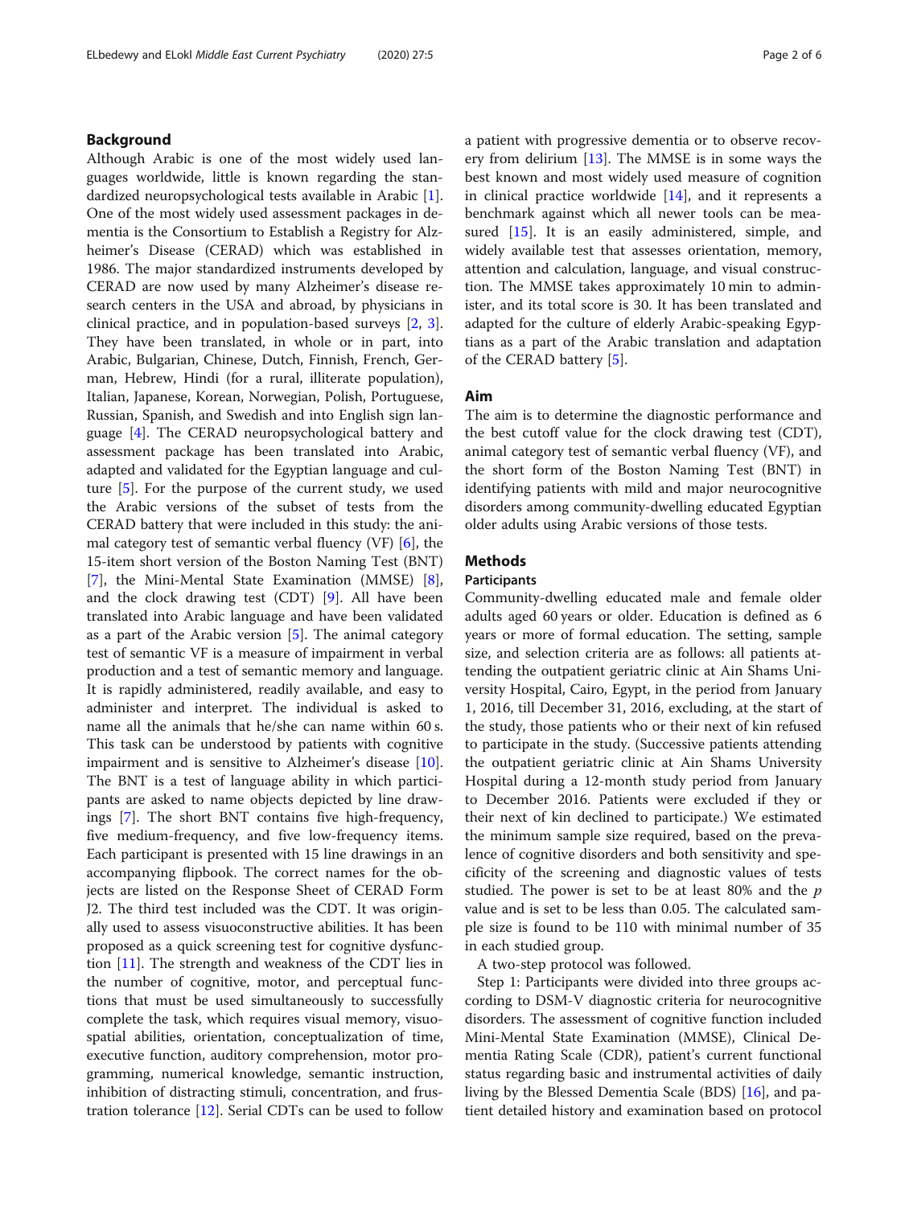## Background

Although Arabic is one of the most widely used languages worldwide, little is known regarding the standardized neuropsychological tests available in Arabic [1]. One of the most widely used assessment packages in dementia is the Consortium to Establish a Registry for Alzheimer's Disease (CERAD) which was established in 1986. The major standardized instruments developed by CERAD are now used by many Alzheimer's disease research centers in the USA and abroad, by physicians in clinical practice, and in population-based surveys [2, 3]. They have been translated, in whole or in part, into Arabic, Bulgarian, Chinese, Dutch, Finnish, French, German, Hebrew, Hindi (for a rural, illiterate population), Italian, Japanese, Korean, Norwegian, Polish, Portuguese, Russian, Spanish, and Swedish and into English sign language [4]. The CERAD neuropsychological battery and assessment package has been translated into Arabic, adapted and validated for the Egyptian language and culture [5]. For the purpose of the current study, we used the Arabic versions of the subset of tests from the CERAD battery that were included in this study: the animal category test of semantic verbal fluency (VF) [6], the 15-item short version of the Boston Naming Test (BNT) [7], the Mini-Mental State Examination (MMSE) [8], and the clock drawing test (CDT) [9]. All have been translated into Arabic language and have been validated as a part of the Arabic version [5]. The animal category test of semantic VF is a measure of impairment in verbal production and a test of semantic memory and language. It is rapidly administered, readily available, and easy to administer and interpret. The individual is asked to name all the animals that he/she can name within 60 s. This task can be understood by patients with cognitive impairment and is sensitive to Alzheimer's disease [10]. The BNT is a test of language ability in which participants are asked to name objects depicted by line drawings [7]. The short BNT contains five high-frequency, five medium-frequency, and five low-frequency items. Each participant is presented with 15 line drawings in an accompanying flipbook. The correct names for the objects are listed on the Response Sheet of CERAD Form J2. The third test included was the CDT. It was originally used to assess visuoconstructive abilities. It has been proposed as a quick screening test for cognitive dysfunction [11]. The strength and weakness of the CDT lies in the number of cognitive, motor, and perceptual functions that must be used simultaneously to successfully complete the task, which requires visual memory, visuospatial abilities, orientation, conceptualization of time, executive function, auditory comprehension, motor programming, numerical knowledge, semantic instruction, inhibition of distracting stimuli, concentration, and frustration tolerance [12]. Serial CDTs can be used to follow a patient with progressive dementia or to observe recovery from delirium [13]. The MMSE is in some ways the best known and most widely used measure of cognition in clinical practice worldwide [14], and it represents a benchmark against which all newer tools can be measured [15]. It is an easily administered, simple, and widely available test that assesses orientation, memory, attention and calculation, language, and visual construction. The MMSE takes approximately 10 min to administer, and its total score is 30. It has been translated and adapted for the culture of elderly Arabic-speaking Egyptians as a part of the Arabic translation and adaptation of the CERAD battery [5].

## Aim

The aim is to determine the diagnostic performance and the best cutoff value for the clock drawing test (CDT), animal category test of semantic verbal fluency (VF), and the short form of the Boston Naming Test (BNT) in identifying patients with mild and major neurocognitive disorders among community-dwelling educated Egyptian older adults using Arabic versions of those tests.

## Methods

### Participants

Community-dwelling educated male and female older adults aged 60 years or older. Education is defined as 6 years or more of formal education. The setting, sample size, and selection criteria are as follows: all patients attending the outpatient geriatric clinic at Ain Shams University Hospital, Cairo, Egypt, in the period from January 1, 2016, till December 31, 2016, excluding, at the start of the study, those patients who or their next of kin refused to participate in the study. (Successive patients attending the outpatient geriatric clinic at Ain Shams University Hospital during a 12-month study period from January to December 2016. Patients were excluded if they or their next of kin declined to participate.) We estimated the minimum sample size required, based on the prevalence of cognitive disorders and both sensitivity and specificity of the screening and diagnostic values of tests studied. The power is set to be at least 80% and the *p* value and is set to be less than 0.05. The calculated sample size is found to be 110 with minimal number of 35 in each studied group.

A two-step protocol was followed.

Step 1: Participants were divided into three groups according to DSM-V diagnostic criteria for neurocognitive disorders. The assessment of cognitive function included Mini-Mental State Examination (MMSE), Clinical Dementia Rating Scale (CDR), patient's current functional status regarding basic and instrumental activities of daily living by the Blessed Dementia Scale (BDS) [16], and patient detailed history and examination based on protocol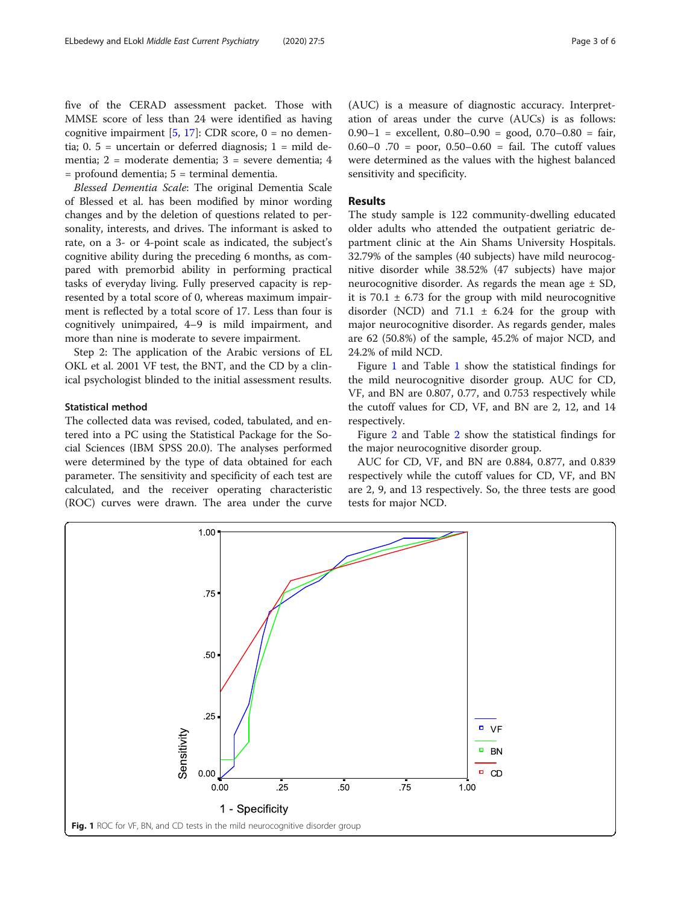five of the CERAD assessment packet. Those with MMSE score of less than 24 were identified as having cognitive impairment [5, 17]: CDR score, 0 = no dementia; 0. 5 = uncertain or deferred diagnosis; 1 = mild dementia; 2 = moderate dementia; 3 = severe dementia; 4 = profound dementia; 5 = terminal dementia.

*Blessed Dementia Scale*: The original Dementia Scale of Blessed et al. has been modified by minor wording changes and by the deletion of questions related to personality, interests, and drives. The informant is asked to rate, on a 3- or 4-point scale as indicated, the subject's cognitive ability during the preceding 6 months, as compared with premorbid ability in performing practical tasks of everyday living. Fully preserved capacity is represented by a total score of 0, whereas maximum impairment is reflected by a total score of 17. Less than four is cognitively unimpaired, 4–9 is mild impairment, and more than nine is moderate to severe impairment.

Step 2: The application of the Arabic versions of EL OKL et al. 2001 VF test, the BNT, and the CD by a clinical psychologist blinded to the initial assessment results.

### Statistical method

The collected data was revised, coded, tabulated, and entered into a PC using the Statistical Package for the Social Sciences (IBM SPSS 20.0). The analyses performed were determined by the type of data obtained for each parameter. The sensitivity and specificity of each test are calculated, and the receiver operating characteristic (ROC) curves were drawn. The area under the curve (AUC) is a measure of diagnostic accuracy. Interpretation of areas under the curve (AUCs) is as follows: 0.90–1 = excellent, 0.80–0.90 = good, 0.70–0.80 = fair, 0.60–0 .70 = poor, 0.50–0.60 = fail. The cutoff values were determined as the values with the highest balanced sensitivity and specificity.

## Results

The study sample is 122 community-dwelling educated older adults who attended the outpatient geriatric department clinic at the Ain Shams University Hospitals. 32.79% of the samples (40 subjects) have mild neurocognitive disorder while 38.52% (47 subjects) have major neurocognitive disorder. As regards the mean age ± SD, it is 70.1 ± 6.73 for the group with mild neurocognitive disorder (NCD) and 71.1 ± 6.24 for the group with major neurocognitive disorder. As regards gender, males are 62 (50.8%) of the sample, 45.2% of major NCD, and 24.2% of mild NCD.

Figure 1 and Table 1 show the statistical findings for the mild neurocognitive disorder group. AUC for CD, VF, and BN are 0.807, 0.77, and 0.753 respectively while the cutoff values for CD, VF, and BN are 2, 12, and 14 respectively.

Figure 2 and Table 2 show the statistical findings for the major neurocognitive disorder group.

AUC for CD, VF, and BN are 0.884, 0.877, and 0.839 respectively while the cutoff values for CD, VF, and BN are 2, 9, and 13 respectively. So, the three tests are good tests for major NCD.

**Fig. 1** ROC for VF, BN, and CD tests in the mild neurocognitive disorder group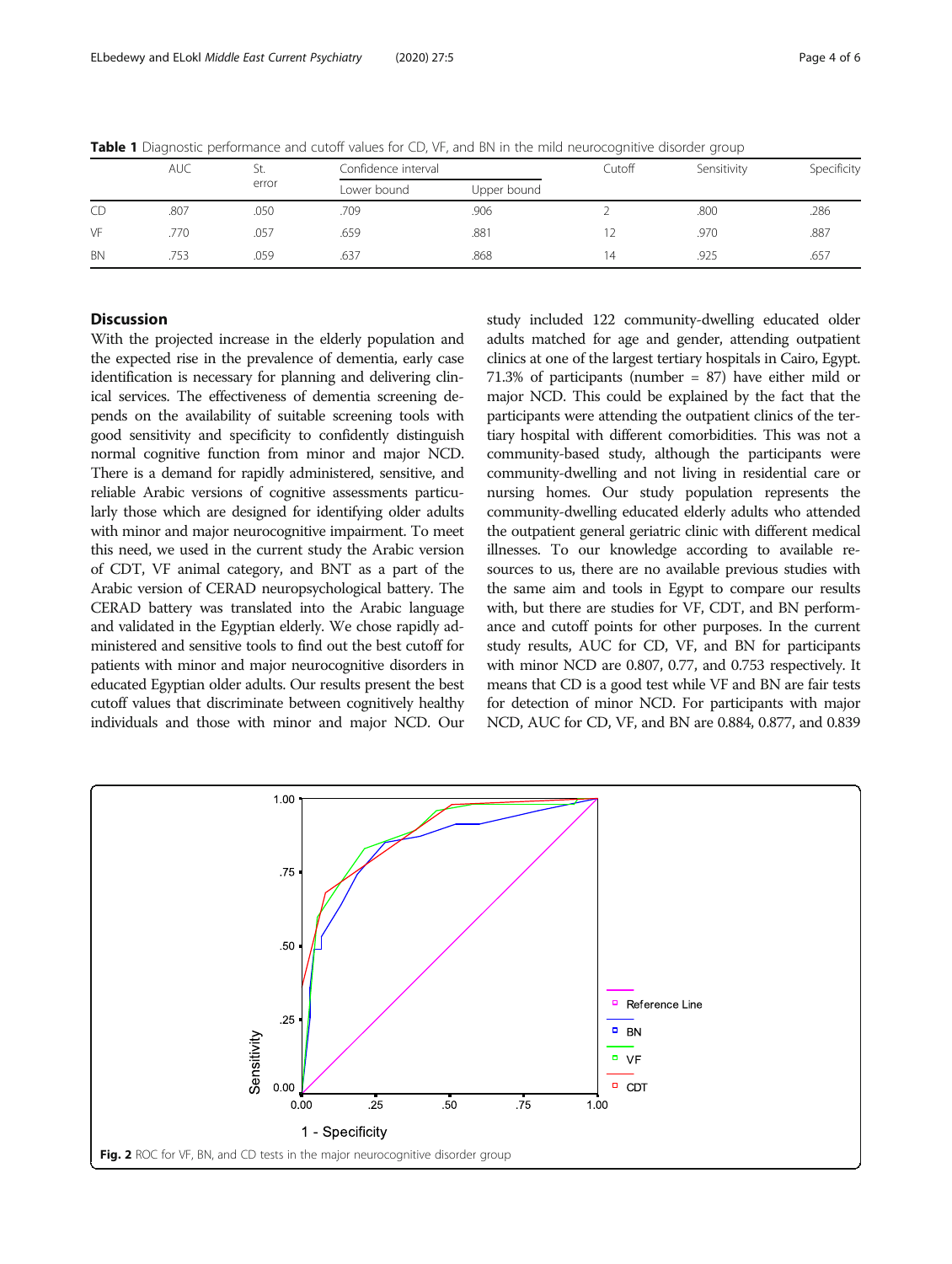**Table 1** Diagnostic performance and cutoff values for CD, VF, and BN in the mild neurocognitive disorder group

| | AUC | St. error | Confidence interval | | Cutoff | Sensitivity | Specificity |
|---|---|---|---|---|---|---|---|
| | | | Lower bound | Upper bound | | | |
| CD | .807 | .050 | .709 | .906 | 2 | .800 | .286 |
| VF | .770 | .057 | .659 | .881 | 12 | .970 | .887 |
| BN | .753 | .059 | .637 | .868 | 14 | .925 | .657 |

## Discussion

With the projected increase in the elderly population and the expected rise in the prevalence of dementia, early case identification is necessary for planning and delivering clinical services. The effectiveness of dementia screening depends on the availability of suitable screening tools with good sensitivity and specificity to confidently distinguish normal cognitive function from minor and major NCD. There is a demand for rapidly administered, sensitive, and reliable Arabic versions of cognitive assessments particularly those which are designed for identifying older adults with minor and major neurocognitive impairment. To meet this need, we used in the current study the Arabic version of CDT, VF animal category, and BNT as a part of the Arabic version of CERAD neuropsychological battery. The CERAD battery was translated into the Arabic language and validated in the Egyptian elderly. We chose rapidly administered and sensitive tools to find out the best cutoff for patients with minor and major neurocognitive disorders in educated Egyptian older adults. Our results present the best cutoff values that discriminate between cognitively healthy individuals and those with minor and major NCD. Our study included 122 community-dwelling educated older adults matched for age and gender, attending outpatient clinics at one of the largest tertiary hospitals in Cairo, Egypt. 71.3% of participants (number = 87) have either mild or major NCD. This could be explained by the fact that the participants were attending the outpatient clinics of the tertiary hospital with different comorbidities. This was not a community-based study, although the participants were community-dwelling and not living in residential care or nursing homes. Our study population represents the community-dwelling educated elderly adults who attended the outpatient general geriatric clinic with different medical illnesses. To our knowledge according to available resources to us, there are no available previous studies with the same aim and tools in Egypt to compare our results with, but there are studies for VF, CDT, and BN performance and cutoff points for other purposes. In the current study results, AUC for CD, VF, and BN for participants with minor NCD are 0.807, 0.77, and 0.753 respectively. It means that CD is a good test while VF and BN are fair tests for detection of minor NCD. For participants with major NCD, AUC for CD, VF, and BN are 0.884, 0.877, and 0.839

**Fig. 2** ROC for VF, BN, and CD tests in the major neurocognitive disorder group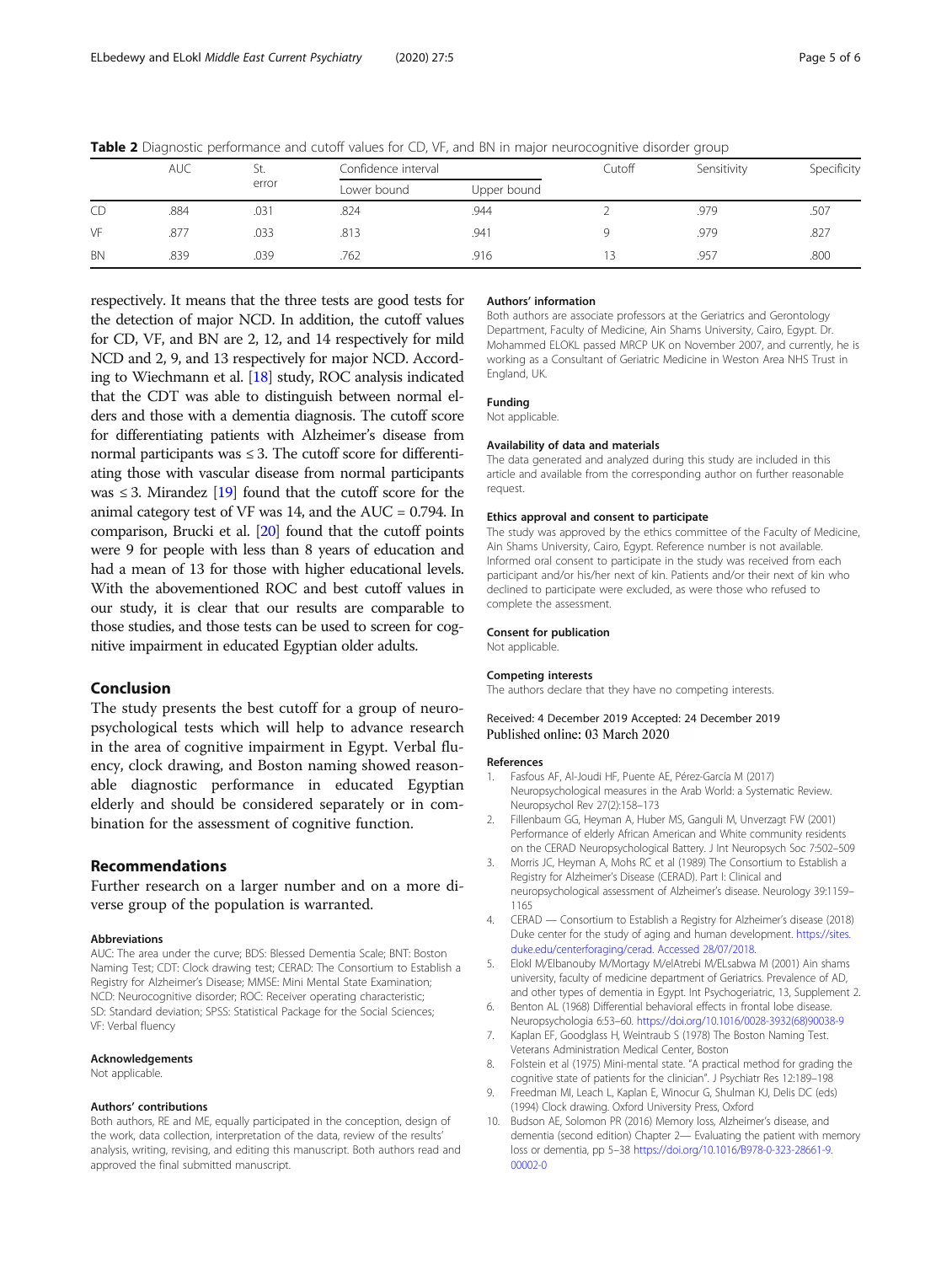**Table 2** Diagnostic performance and cutoff values for CD, VF, and BN in major neurocognitive disorder group

| | AUC | St. error | Confidence interval | | Cutoff | Sensitivity | Specificity |
|---|---|---|---|---|---|---|---|
| | | | Lower bound | Upper bound | | | |
| CD | .884 | .031 | .824 | .944 | 2 | .979 | .507 |
| VF | .877 | .033 | .813 | .941 | 9 | .979 | .827 |
| BN | .839 | .039 | .762 | .916 | 13 | .957 | .800 |

respectively. It means that the three tests are good tests for the detection of major NCD. In addition, the cutoff values for CD, VF, and BN are 2, 12, and 14 respectively for mild NCD and 2, 9, and 13 respectively for major NCD. According to Wiechmann et al. [18] study, ROC analysis indicated that the CDT was able to distinguish between normal elders and those with a dementia diagnosis. The cutoff score for differentiating patients with Alzheimer's disease from normal participants was ≤ 3. The cutoff score for differentiating those with vascular disease from normal participants was ≤ 3. Mirandez [19] found that the cutoff score for the animal category test of VF was 14, and the AUC = 0.794. In comparison, Brucki et al. [20] found that the cutoff points were 9 for people with less than 8 years of education and had a mean of 13 for those with higher educational levels. With the abovementioned ROC and best cutoff values in our study, it is clear that our results are comparable to those studies, and those tests can be used to screen for cognitive impairment in educated Egyptian older adults.

## Conclusion

The study presents the best cutoff for a group of neuropsychological tests which will help to advance research in the area of cognitive impairment in Egypt. Verbal fluency, clock drawing, and Boston naming showed reasonable diagnostic performance in educated Egyptian elderly and should be considered separately or in combination for the assessment of cognitive function.

## Recommendations

Further research on a larger number and on a more diverse group of the population is warranted.

#### Abbreviations

AUC: The area under the curve; BDS: Blessed Dementia Scale; BNT: Boston Naming Test; CDT: Clock drawing test; CERAD: The Consortium to Establish a Registry for Alzheimer's Disease; MMSE: Mini Mental State Examination; NCD: Neurocognitive disorder; ROC: Receiver operating characteristic; SD: Standard deviation; SPSS: Statistical Package for the Social Sciences; VF: Verbal fluency

#### Acknowledgements

Not applicable.

#### Authors' contributions

Both authors, RE and ME, equally participated in the conception, design of the work, data collection, interpretation of the data, review of the results' analysis, writing, revising, and editing this manuscript. Both authors read and approved the final submitted manuscript.

#### Authors' information

Both authors are associate professors at the Geriatrics and Gerontology Department, Faculty of Medicine, Ain Shams University, Cairo, Egypt. Dr. Mohammed ELOKL passed MRCP UK on November 2007, and currently, he is working as a Consultant of Geriatric Medicine in Weston Area NHS Trust in England, UK.

#### Funding

Not applicable.

#### Availability of data and materials

The data generated and analyzed during this study are included in this article and available from the corresponding author on further reasonable request.

#### Ethics approval and consent to participate

The study was approved by the ethics committee of the Faculty of Medicine, Ain Shams University, Cairo, Egypt. Reference number is not available. Informed oral consent to participate in the study was received from each participant and/or his/her next of kin. Patients and/or their next of kin who declined to participate were excluded, as were those who refused to complete the assessment.

#### Consent for publication

Not applicable.

#### Competing interests

The authors declare that they have no competing interests.

Received: 4 December 2019 Accepted: 24 December 2019
Published online: 03 March 2020

#### References

1. Fasfous AF, Al-Joudi HF, Puente AE, Pérez-García M (2017) Neuropsychological measures in the Arab World: a Systematic Review. Neuropsychol Rev 27(2):158–173
2. Fillenbaum GG, Heyman A, Huber MS, Ganguli M, Unverzagt FW (2001) Performance of elderly African American and White community residents on the CERAD Neuropsychological Battery. J Int Neuropsych Soc 7:502–509
3. Morris JC, Heyman A, Mohs RC et al (1989) The Consortium to Establish a Registry for Alzheimer's Disease (CERAD). Part I: Clinical and neuropsychological assessment of Alzheimer's disease. Neurology 39:1159–1165
4. CERAD — Consortium to Establish a Registry for Alzheimer's disease (2018) Duke center for the study of aging and human development. https://sites.duke.edu/centerforaging/cerad. Accessed 28/07/2018.
5. Elokl M/Elbanouby M/Mortagy M/elAtrebi M/ELsabwa M (2001) Ain shams university, faculty of medicine department of Geriatrics. Prevalence of AD, and other types of dementia in Egypt. Int Psychogeriatric, 13, Supplement 2.
6. Benton AL (1968) Differential behavioral effects in frontal lobe disease. Neuropsychologia 6:53–60. https://doi.org/10.1016/0028-3932(68)90038-9
7. Kaplan EF, Goodglass H, Weintraub S (1978) The Boston Naming Test. Veterans Administration Medical Center, Boston
8. Folstein et al (1975) Mini-mental state. "A practical method for grading the cognitive state of patients for the clinician". J Psychiatr Res 12:189–198
9. Freedman MI, Leach L, Kaplan E, Winocur G, Shulman KJ, Delis DC (eds) (1994) Clock drawing. Oxford University Press, Oxford
10. Budson AE, Solomon PR (2016) Memory loss, Alzheimer's disease, and dementia (second edition) Chapter 2— Evaluating the patient with memory loss or dementia, pp 5–38 https://doi.org/10.1016/B978-0-323-28661-9.00002-0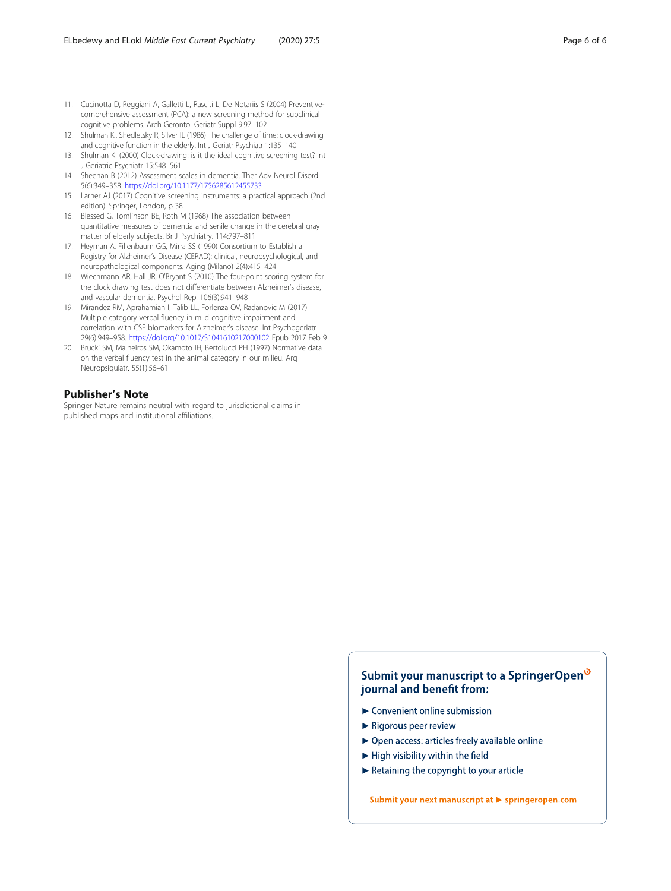11. Cucinotta D, Reggiani A, Galletti L, Rasciti L, De Notariis S (2004) Preventive-comprehensive assessment (PCA): a new screening method for subclinical cognitive problems. Arch Gerontol Geriatr Suppl 9:97–102
12. Shulman KI, Shedletsky R, Silver IL (1986) The challenge of time: clock-drawing and cognitive function in the elderly. Int J Geriatr Psychiatr 1:135–140
13. Shulman KI (2000) Clock-drawing: is it the ideal cognitive screening test? Int J Geriatric Psychiatr 15:548–561
14. Sheehan B (2012) Assessment scales in dementia. Ther Adv Neurol Disord 5(6):349–358. https://doi.org/10.1177/1756285612455733
15. Larner AJ (2017) Cognitive screening instruments: a practical approach (2nd edition). Springer, London, p 38
16. Blessed G, Tomlinson BE, Roth M (1968) The association between quantitative measures of dementia and senile change in the cerebral gray matter of elderly subjects. Br J Psychiatry. 114:797–811
17. Heyman A, Fillenbaum GG, Mirra SS (1990) Consortium to Establish a Registry for Alzheimer's Disease (CERAD): clinical, neuropsychological, and neuropathological components. Aging (Milano) 2(4):415–424
18. Wiechmann AR, Hall JR, O'Bryant S (2010) The four-point scoring system for the clock drawing test does not differentiate between Alzheimer's disease, and vascular dementia. Psychol Rep. 106(3):941–948
19. Mirandez RM, Aprahamian I, Talib LL, Forlenza OV, Radanovic M (2017) Multiple category verbal fluency in mild cognitive impairment and correlation with CSF biomarkers for Alzheimer's disease. Int Psychogeriatr 29(6):949–958. https://doi.org/10.1017/S1041610217000102 Epub 2017 Feb 9
20. Brucki SM, Malheiros SM, Okamoto IH, Bertolucci PH (1997) Normative data on the verbal fluency test in the animal category in our milieu. Arq Neuropsiquiatr. 55(1):56–61

## Publisher's Note

Springer Nature remains neutral with regard to jurisdictional claims in published maps and institutional affiliations.

**Submit your manuscript to a SpringerOpen journal and benefit from:**

- ► Convenient online submission
- ► Rigorous peer review
- ► Open access: articles freely available online
- ► High visibility within the field
- ► Retaining the copyright to your article

**Submit your next manuscript at ► springeropen.com**